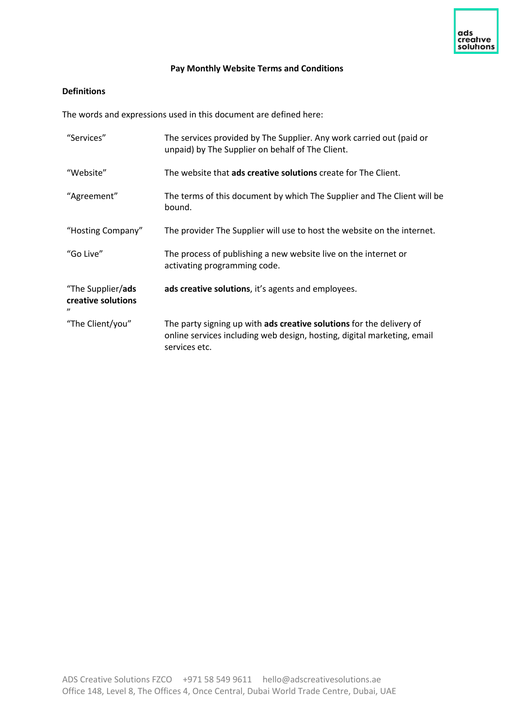# Pay Monthly Website Terms and Conditions

## Definitions

The words and expressions used in this document are defined here:

| | |
|---|---|
| "Services" | The services provided by The Supplier. Any work carried out (paid or unpaid) by The Supplier on behalf of The Client. |
| "Website" | The website that **ads creative solutions** create for The Client. |
| "Agreement" | The terms of this document by which The Supplier and The Client will be bound. |
| "Hosting Company" | The provider The Supplier will use to host the website on the internet. |
| "Go Live" | The process of publishing a new website live on the internet or activating programming code. |
| "The Supplier/**ads creative solutions**" | **ads creative solutions**, it's agents and employees. |
| "The Client/you" | The party signing up with **ads creative solutions** for the delivery of online services including web design, hosting, digital marketing, email services etc. |

ADS Creative Solutions FZCO +971 58 549 9611 hello@adscreativesolutions.ae
Office 148, Level 8, The Offices 4, Once Central, Dubai World Trade Centre, Dubai, UAE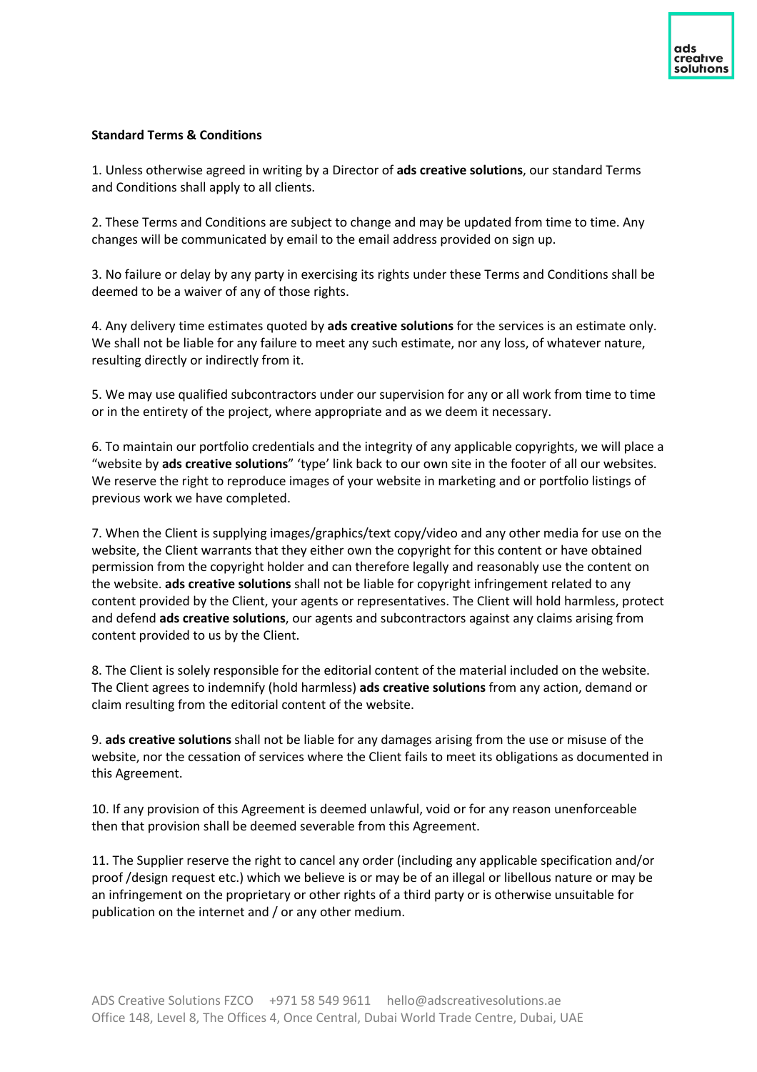**Standard Terms & Conditions**

1. Unless otherwise agreed in writing by a Director of **ads creative solutions**, our standard Terms and Conditions shall apply to all clients.

2. These Terms and Conditions are subject to change and may be updated from time to time. Any changes will be communicated by email to the email address provided on sign up.

3. No failure or delay by any party in exercising its rights under these Terms and Conditions shall be deemed to be a waiver of any of those rights.

4. Any delivery time estimates quoted by **ads creative solutions** for the services is an estimate only. We shall not be liable for any failure to meet any such estimate, nor any loss, of whatever nature, resulting directly or indirectly from it.

5. We may use qualified subcontractors under our supervision for any or all work from time to time or in the entirety of the project, where appropriate and as we deem it necessary.

6. To maintain our portfolio credentials and the integrity of any applicable copyrights, we will place a "website by **ads creative solutions**" 'type' link back to our own site in the footer of all our websites. We reserve the right to reproduce images of your website in marketing and or portfolio listings of previous work we have completed.

7. When the Client is supplying images/graphics/text copy/video and any other media for use on the website, the Client warrants that they either own the copyright for this content or have obtained permission from the copyright holder and can therefore legally and reasonably use the content on the website. **ads creative solutions** shall not be liable for copyright infringement related to any content provided by the Client, your agents or representatives. The Client will hold harmless, protect and defend **ads creative solutions**, our agents and subcontractors against any claims arising from content provided to us by the Client.

8. The Client is solely responsible for the editorial content of the material included on the website. The Client agrees to indemnify (hold harmless) **ads creative solutions** from any action, demand or claim resulting from the editorial content of the website.

9. **ads creative solutions** shall not be liable for any damages arising from the use or misuse of the website, nor the cessation of services where the Client fails to meet its obligations as documented in this Agreement.

10. If any provision of this Agreement is deemed unlawful, void or for any reason unenforceable then that provision shall be deemed severable from this Agreement.

11. The Supplier reserve the right to cancel any order (including any applicable specification and/or proof /design request etc.) which we believe is or may be of an illegal or libellous nature or may be an infringement on the proprietary or other rights of a third party or is otherwise unsuitable for publication on the internet and / or any other medium.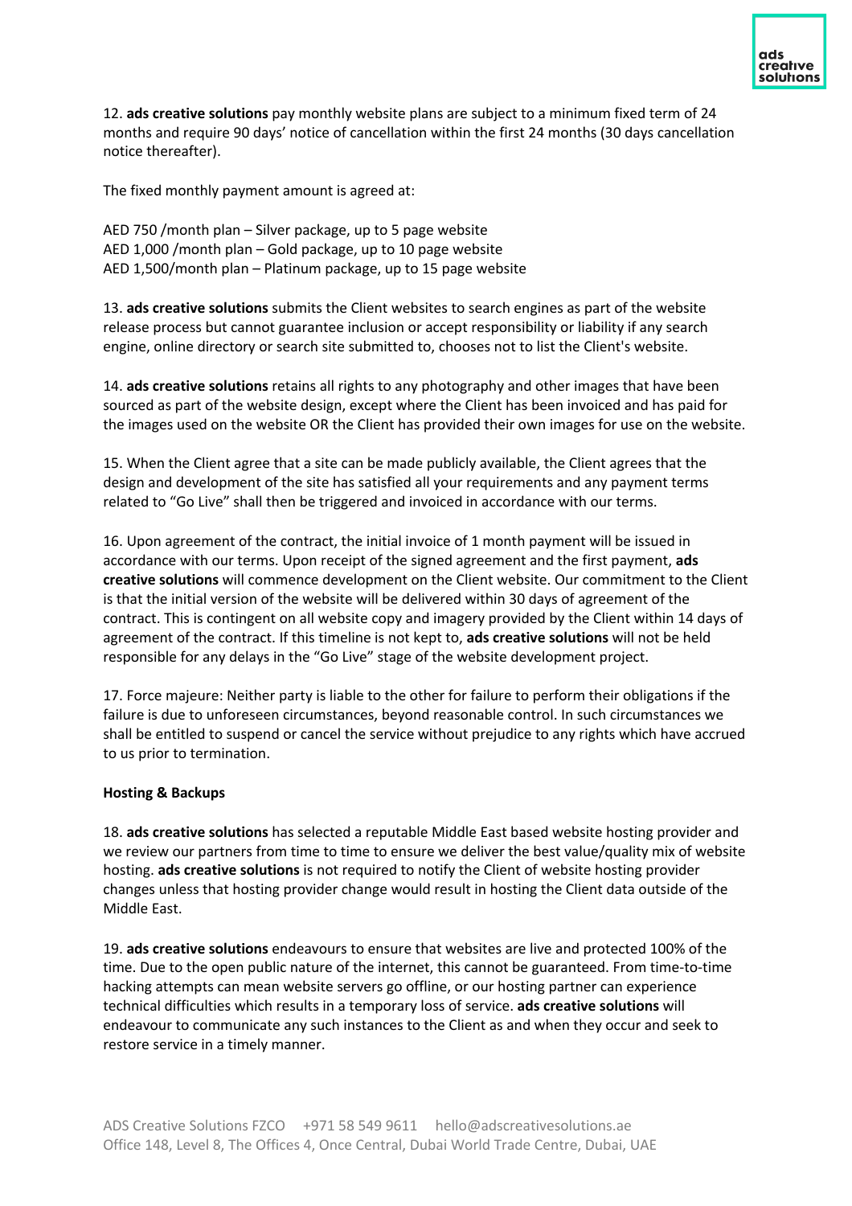12. **ads creative solutions** pay monthly website plans are subject to a minimum fixed term of 24 months and require 90 days' notice of cancellation within the first 24 months (30 days cancellation notice thereafter).

The fixed monthly payment amount is agreed at:

AED 750 /month plan – Silver package, up to 5 page website
AED 1,000 /month plan – Gold package, up to 10 page website
AED 1,500/month plan – Platinum package, up to 15 page website

13. **ads creative solutions** submits the Client websites to search engines as part of the website release process but cannot guarantee inclusion or accept responsibility or liability if any search engine, online directory or search site submitted to, chooses not to list the Client's website.

14. **ads creative solutions** retains all rights to any photography and other images that have been sourced as part of the website design, except where the Client has been invoiced and has paid for the images used on the website OR the Client has provided their own images for use on the website.

15. When the Client agree that a site can be made publicly available, the Client agrees that the design and development of the site has satisfied all your requirements and any payment terms related to "Go Live" shall then be triggered and invoiced in accordance with our terms.

16. Upon agreement of the contract, the initial invoice of 1 month payment will be issued in accordance with our terms. Upon receipt of the signed agreement and the first payment, **ads creative solutions** will commence development on the Client website. Our commitment to the Client is that the initial version of the website will be delivered within 30 days of agreement of the contract. This is contingent on all website copy and imagery provided by the Client within 14 days of agreement of the contract. If this timeline is not kept to, **ads creative solutions** will not be held responsible for any delays in the "Go Live" stage of the website development project.

17. Force majeure: Neither party is liable to the other for failure to perform their obligations if the failure is due to unforeseen circumstances, beyond reasonable control. In such circumstances we shall be entitled to suspend or cancel the service without prejudice to any rights which have accrued to us prior to termination.

**Hosting & Backups**

18. **ads creative solutions** has selected a reputable Middle East based website hosting provider and we review our partners from time to time to ensure we deliver the best value/quality mix of website hosting. **ads creative solutions** is not required to notify the Client of website hosting provider changes unless that hosting provider change would result in hosting the Client data outside of the Middle East.

19. **ads creative solutions** endeavours to ensure that websites are live and protected 100% of the time. Due to the open public nature of the internet, this cannot be guaranteed. From time-to-time hacking attempts can mean website servers go offline, or our hosting partner can experience technical difficulties which results in a temporary loss of service. **ads creative solutions** will endeavour to communicate any such instances to the Client as and when they occur and seek to restore service in a timely manner.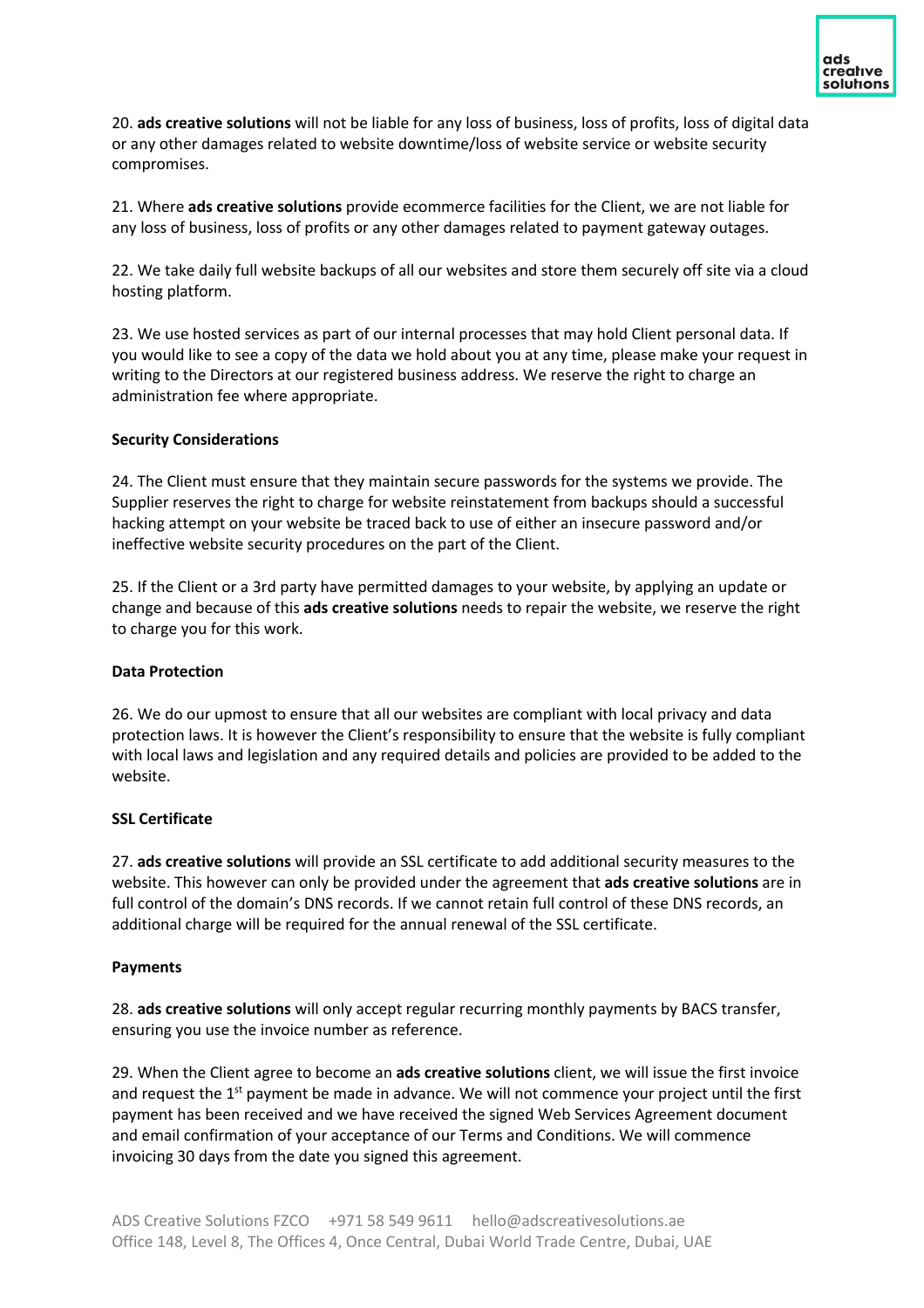20. **ads creative solutions** will not be liable for any loss of business, loss of profits, loss of digital data or any other damages related to website downtime/loss of website service or website security compromises.

21. Where **ads creative solutions** provide ecommerce facilities for the Client, we are not liable for any loss of business, loss of profits or any other damages related to payment gateway outages.

22. We take daily full website backups of all our websites and store them securely off site via a cloud hosting platform.

23. We use hosted services as part of our internal processes that may hold Client personal data. If you would like to see a copy of the data we hold about you at any time, please make your request in writing to the Directors at our registered business address. We reserve the right to charge an administration fee where appropriate.

**Security Considerations**

24. The Client must ensure that they maintain secure passwords for the systems we provide. The Supplier reserves the right to charge for website reinstatement from backups should a successful hacking attempt on your website be traced back to use of either an insecure password and/or ineffective website security procedures on the part of the Client.

25. If the Client or a 3rd party have permitted damages to your website, by applying an update or change and because of this **ads creative solutions** needs to repair the website, we reserve the right to charge you for this work.

**Data Protection**

26. We do our upmost to ensure that all our websites are compliant with local privacy and data protection laws. It is however the Client's responsibility to ensure that the website is fully compliant with local laws and legislation and any required details and policies are provided to be added to the website.

**SSL Certificate**

27. **ads creative solutions** will provide an SSL certificate to add additional security measures to the website. This however can only be provided under the agreement that **ads creative solutions** are in full control of the domain's DNS records. If we cannot retain full control of these DNS records, an additional charge will be required for the annual renewal of the SSL certificate.

**Payments**

28. **ads creative solutions** will only accept regular recurring monthly payments by BACS transfer, ensuring you use the invoice number as reference.

29. When the Client agree to become an **ads creative solutions** client, we will issue the first invoice and request the 1st payment be made in advance. We will not commence your project until the first payment has been received and we have received the signed Web Services Agreement document and email confirmation of your acceptance of our Terms and Conditions. We will commence invoicing 30 days from the date you signed this agreement.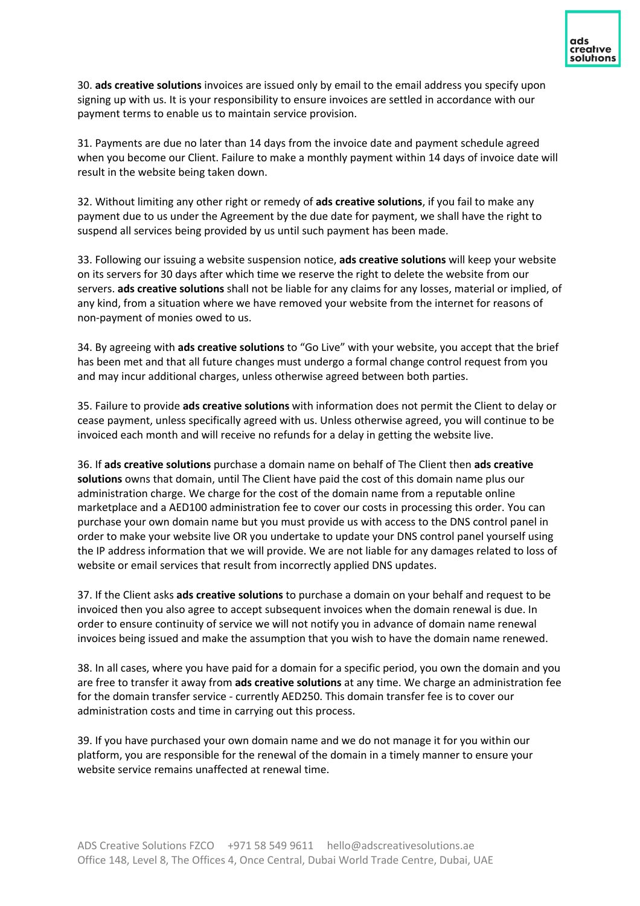30. **ads creative solutions** invoices are issued only by email to the email address you specify upon signing up with us. It is your responsibility to ensure invoices are settled in accordance with our payment terms to enable us to maintain service provision.

31. Payments are due no later than 14 days from the invoice date and payment schedule agreed when you become our Client. Failure to make a monthly payment within 14 days of invoice date will result in the website being taken down.

32. Without limiting any other right or remedy of **ads creative solutions**, if you fail to make any payment due to us under the Agreement by the due date for payment, we shall have the right to suspend all services being provided by us until such payment has been made.

33. Following our issuing a website suspension notice, **ads creative solutions** will keep your website on its servers for 30 days after which time we reserve the right to delete the website from our servers. **ads creative solutions** shall not be liable for any claims for any losses, material or implied, of any kind, from a situation where we have removed your website from the internet for reasons of non-payment of monies owed to us.

34. By agreeing with **ads creative solutions** to "Go Live" with your website, you accept that the brief has been met and that all future changes must undergo a formal change control request from you and may incur additional charges, unless otherwise agreed between both parties.

35. Failure to provide **ads creative solutions** with information does not permit the Client to delay or cease payment, unless specifically agreed with us. Unless otherwise agreed, you will continue to be invoiced each month and will receive no refunds for a delay in getting the website live.

36. If **ads creative solutions** purchase a domain name on behalf of The Client then **ads creative solutions** owns that domain, until The Client have paid the cost of this domain name plus our administration charge. We charge for the cost of the domain name from a reputable online marketplace and a AED100 administration fee to cover our costs in processing this order. You can purchase your own domain name but you must provide us with access to the DNS control panel in order to make your website live OR you undertake to update your DNS control panel yourself using the IP address information that we will provide. We are not liable for any damages related to loss of website or email services that result from incorrectly applied DNS updates.

37. If the Client asks **ads creative solutions** to purchase a domain on your behalf and request to be invoiced then you also agree to accept subsequent invoices when the domain renewal is due. In order to ensure continuity of service we will not notify you in advance of domain name renewal invoices being issued and make the assumption that you wish to have the domain name renewed.

38. In all cases, where you have paid for a domain for a specific period, you own the domain and you are free to transfer it away from **ads creative solutions** at any time. We charge an administration fee for the domain transfer service - currently AED250. This domain transfer fee is to cover our administration costs and time in carrying out this process.

39. If you have purchased your own domain name and we do not manage it for you within our platform, you are responsible for the renewal of the domain in a timely manner to ensure your website service remains unaffected at renewal time.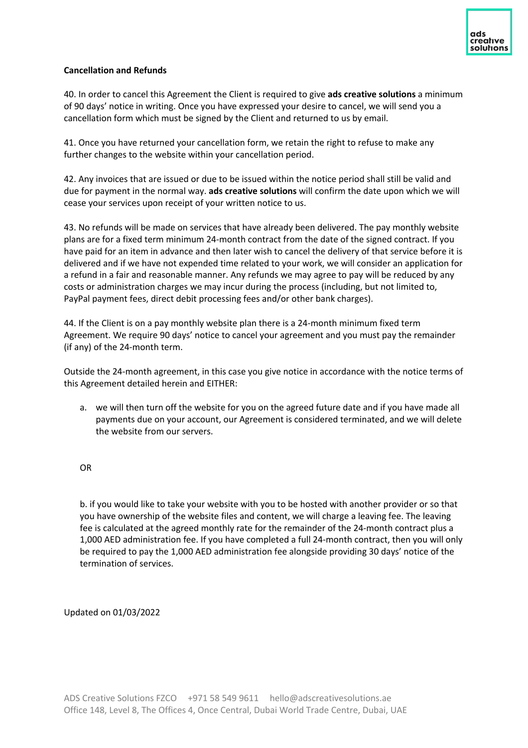**Cancellation and Refunds**

40. In order to cancel this Agreement the Client is required to give **ads creative solutions** a minimum of 90 days' notice in writing. Once you have expressed your desire to cancel, we will send you a cancellation form which must be signed by the Client and returned to us by email.

41. Once you have returned your cancellation form, we retain the right to refuse to make any further changes to the website within your cancellation period.

42. Any invoices that are issued or due to be issued within the notice period shall still be valid and due for payment in the normal way. **ads creative solutions** will confirm the date upon which we will cease your services upon receipt of your written notice to us.

43. No refunds will be made on services that have already been delivered. The pay monthly website plans are for a fixed term minimum 24-month contract from the date of the signed contract. If you have paid for an item in advance and then later wish to cancel the delivery of that service before it is delivered and if we have not expended time related to your work, we will consider an application for a refund in a fair and reasonable manner. Any refunds we may agree to pay will be reduced by any costs or administration charges we may incur during the process (including, but not limited to, PayPal payment fees, direct debit processing fees and/or other bank charges).

44. If the Client is on a pay monthly website plan there is a 24-month minimum fixed term Agreement. We require 90 days' notice to cancel your agreement and you must pay the remainder (if any) of the 24-month term.

Outside the 24-month agreement, in this case you give notice in accordance with the notice terms of this Agreement detailed herein and EITHER:

a. we will then turn off the website for you on the agreed future date and if you have made all payments due on your account, our Agreement is considered terminated, and we will delete the website from our servers.

OR

b. if you would like to take your website with you to be hosted with another provider or so that you have ownership of the website files and content, we will charge a leaving fee. The leaving fee is calculated at the agreed monthly rate for the remainder of the 24-month contract plus a 1,000 AED administration fee. If you have completed a full 24-month contract, then you will only be required to pay the 1,000 AED administration fee alongside providing 30 days' notice of the termination of services.

Updated on 01/03/2022